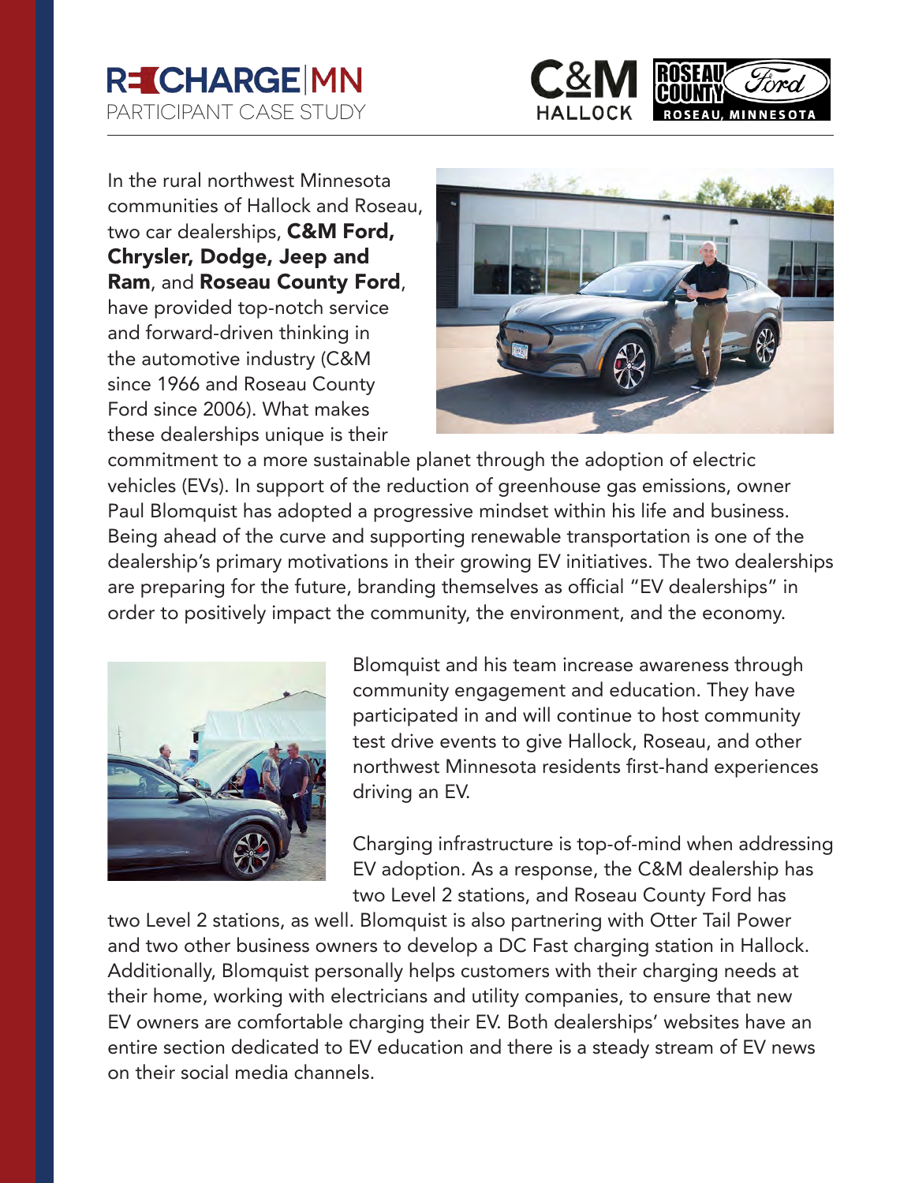# RECHARGE|MN

PARTICIPANT CASE STUDY

C&M HALLOCK | ROSEAU COUNTY Ford ROSEAU, MINNESOTA

In the rural northwest Minnesota communities of Hallock and Roseau, two car dealerships, **C&M Ford, Chrysler, Dodge, Jeep and Ram**, and **Roseau County Ford**, have provided top-notch service and forward-driven thinking in the automotive industry (C&M since 1966 and Roseau County Ford since 2006). What makes these dealerships unique is their commitment to a more sustainable planet through the adoption of electric vehicles (EVs). In support of the reduction of greenhouse gas emissions, owner Paul Blomquist has adopted a progressive mindset within his life and business. Being ahead of the curve and supporting renewable transportation is one of the dealership's primary motivations in their growing EV initiatives. The two dealerships are preparing for the future, branding themselves as official "EV dealerships" in order to positively impact the community, the environment, and the economy.

Blomquist and his team increase awareness through community engagement and education. They have participated in and will continue to host community test drive events to give Hallock, Roseau, and other northwest Minnesota residents first-hand experiences driving an EV.

Charging infrastructure is top-of-mind when addressing EV adoption. As a response, the C&M dealership has two Level 2 stations, and Roseau County Ford has two Level 2 stations, as well. Blomquist is also partnering with Otter Tail Power and two other business owners to develop a DC Fast charging station in Hallock. Additionally, Blomquist personally helps customers with their charging needs at their home, working with electricians and utility companies, to ensure that new EV owners are comfortable charging their EV. Both dealerships' websites have an entire section dedicated to EV education and there is a steady stream of EV news on their social media channels.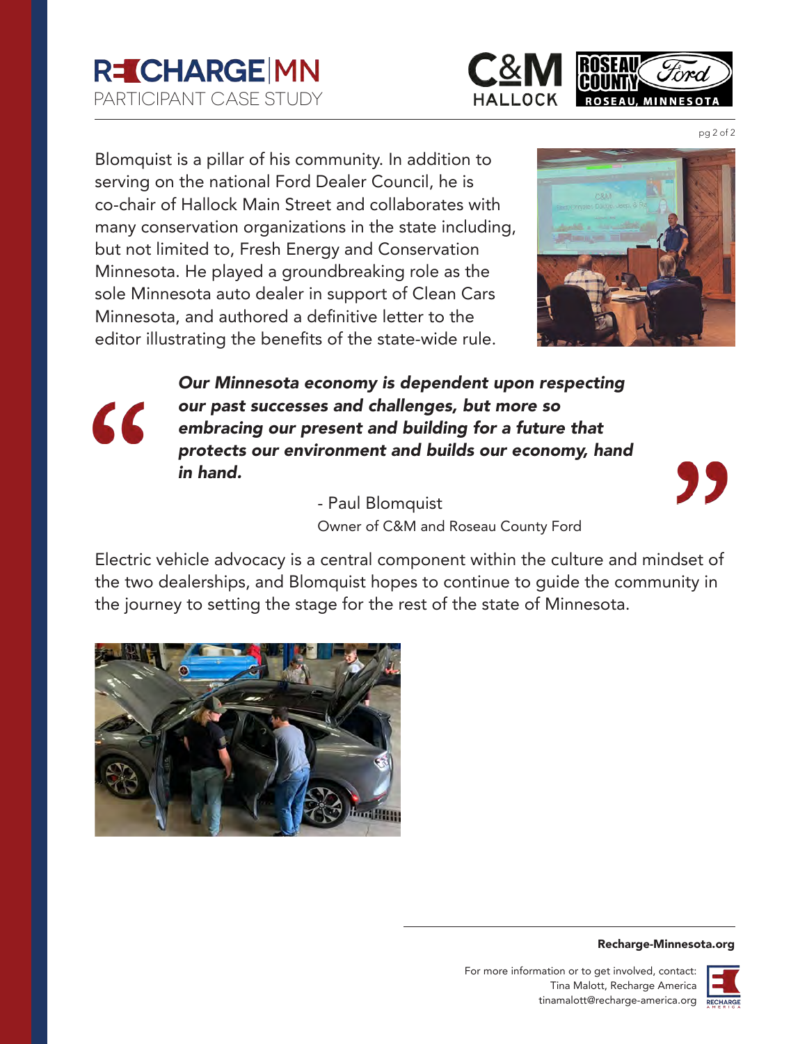Blomquist is a pillar of his community. In addition to serving on the national Ford Dealer Council, he is co-chair of Hallock Main Street and collaborates with many conservation organizations in the state including, but not limited to, Fresh Energy and Conservation Minnesota. He played a groundbreaking role as the sole Minnesota auto dealer in support of Clean Cars Minnesota, and authored a definitive letter to the editor illustrating the benefits of the state-wide rule.

> ***Our Minnesota economy is dependent upon respecting our past successes and challenges, but more so embracing our present and building for a future that protects our environment and builds our economy, hand in hand.***
>
> \- Paul Blomquist
> Owner of C&M and Roseau County Ford

Electric vehicle advocacy is a central component within the culture and mindset of the two dealerships, and Blomquist hopes to continue to guide the community in the journey to setting the stage for the rest of the state of Minnesota.

**Recharge-Minnesota.org**

For more information or to get involved, contact:
Tina Malott, Recharge America
tinamalott@recharge-america.org